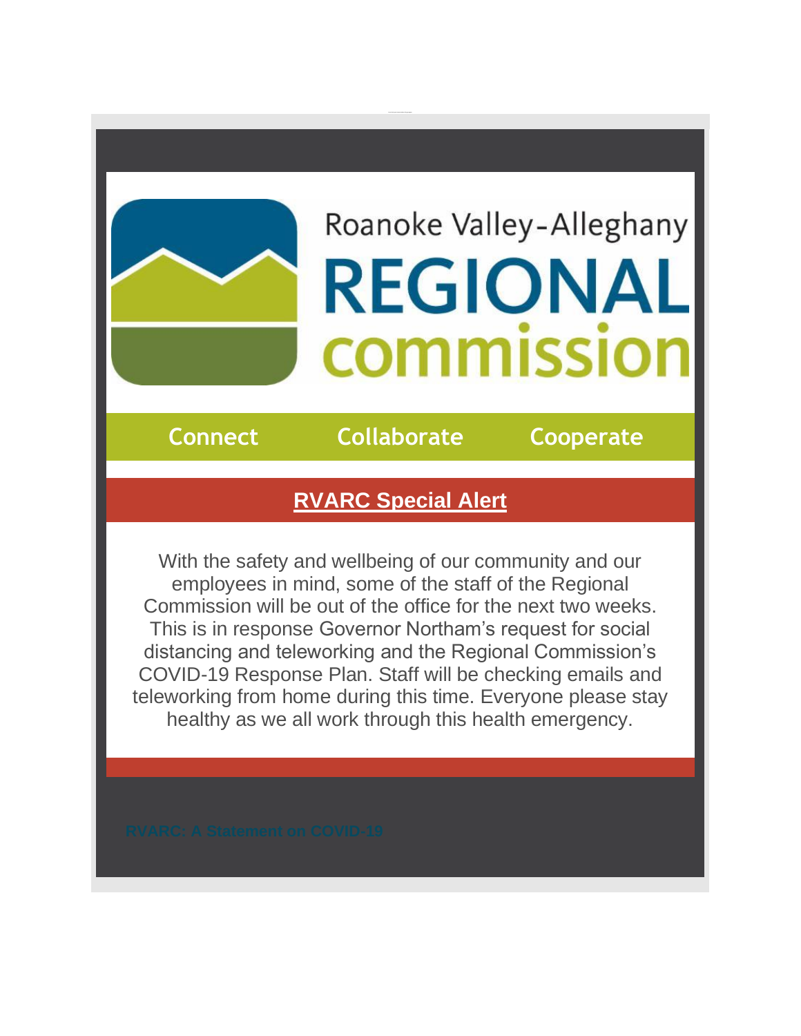# Roanoke Valley-Alleghany REGIONAL commission

Connect Collaborate Cooperate

## RVARC Special Alert

With the safety and wellbeing of our community and our employees in mind, some of the staff of the Regional Commission will be out of the office for the next two weeks. This is in response Governor Northam's request for social distancing and teleworking and the Regional Commission's COVID-19 Response Plan. Staff will be checking emails and teleworking from home during this time. Everyone please stay healthy as we all work through this health emergency.

RVARC: A Statement on COVID-19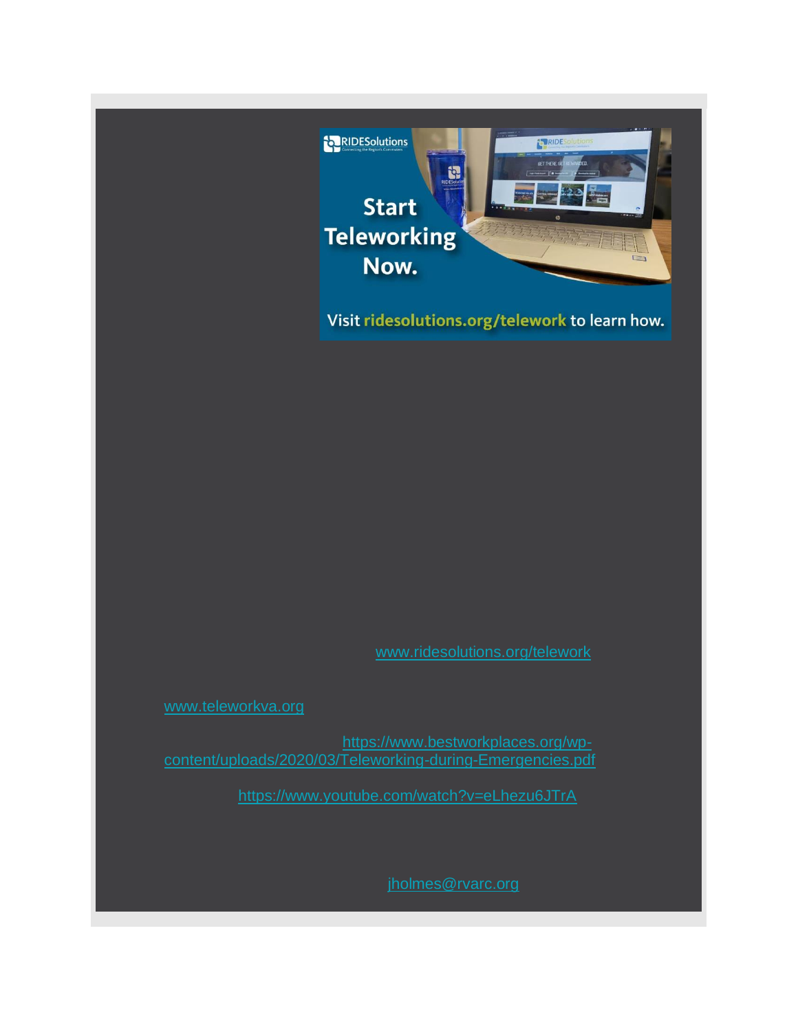Start Teleworking Now.

Visit ridesolutions.org/telework to learn how.

www.ridesolutions.org/telework

www.teleworkva.org

https://www.bestworkplaces.org/wp-content/uploads/2020/03/Teleworking-during-Emergencies.pdf

https://www.youtube.com/watch?v=eLhezu6JTrA

jholmes@rvarc.org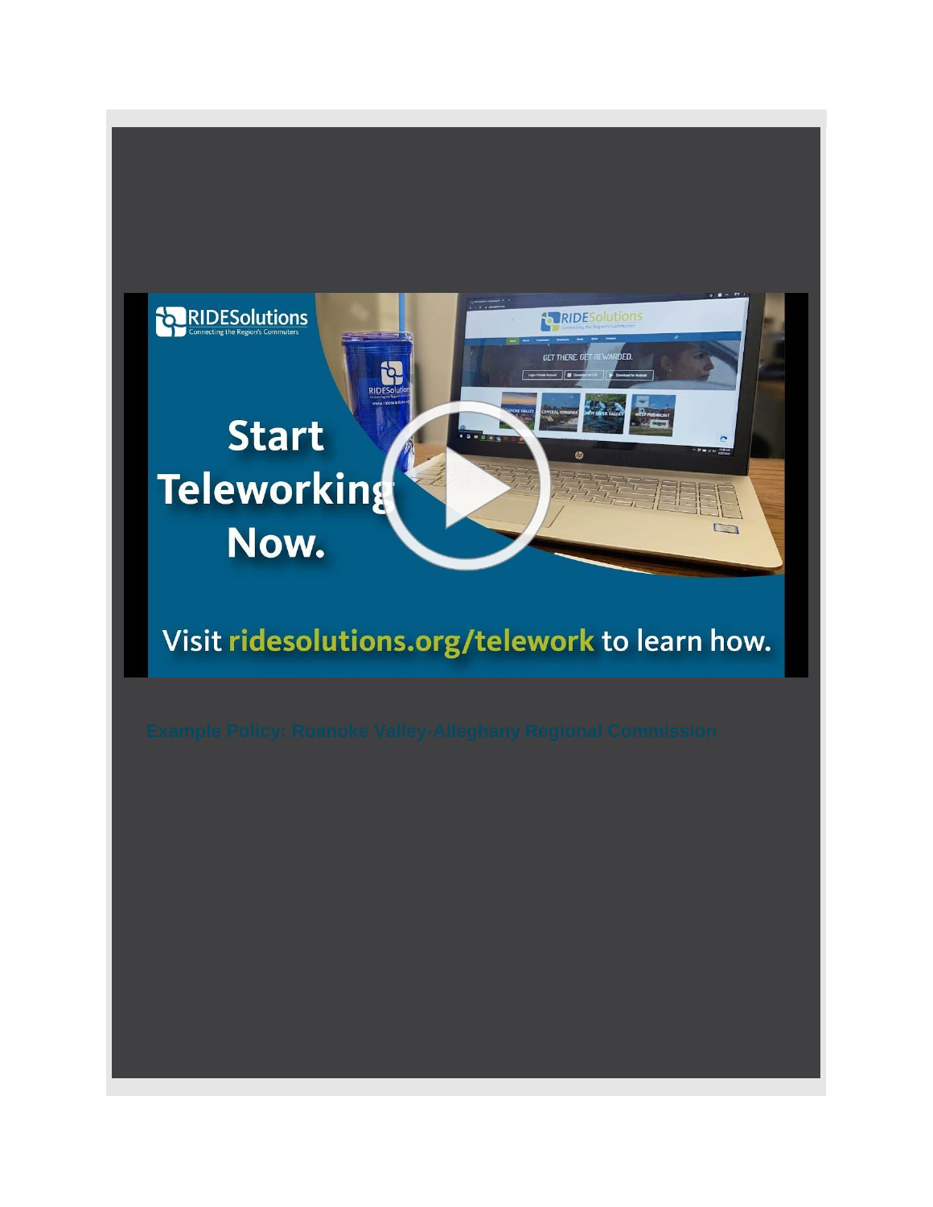Start Teleworking Now.

Visit ridesolutions.org/telework to learn how.

Example Policy: Roanoke Valley-Alleghany Regional Commission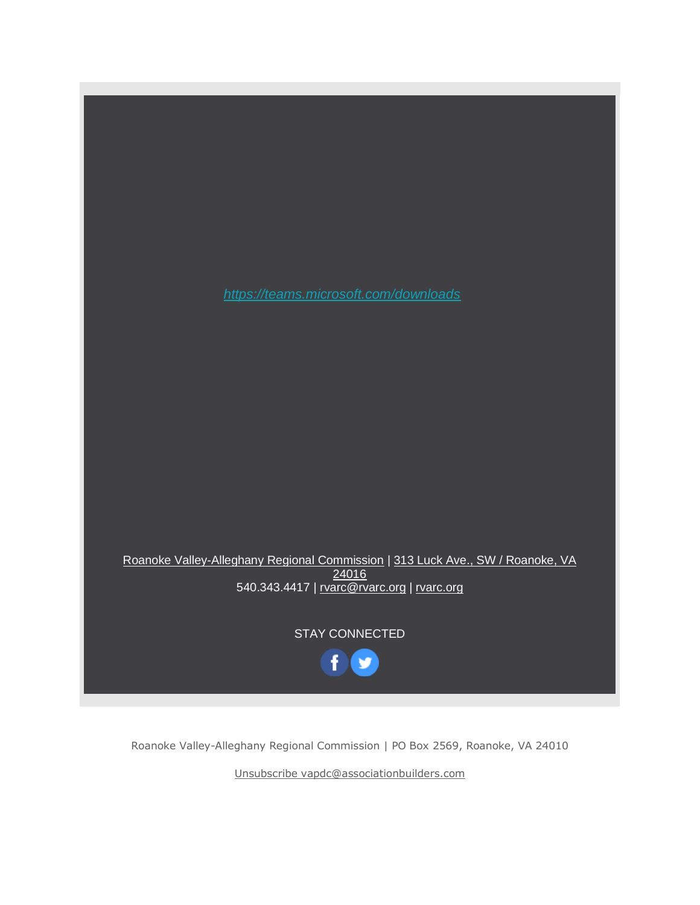*https://teams.microsoft.com/downloads*

Roanoke Valley-Alleghany Regional Commission | 313 Luck Ave., SW / Roanoke, VA 24016
540.343.4417 | rvarc@rvarc.org | rvarc.org

STAY CONNECTED

Roanoke Valley-Alleghany Regional Commission | PO Box 2569, Roanoke, VA 24010

Unsubscribe vapdc@associationbuilders.com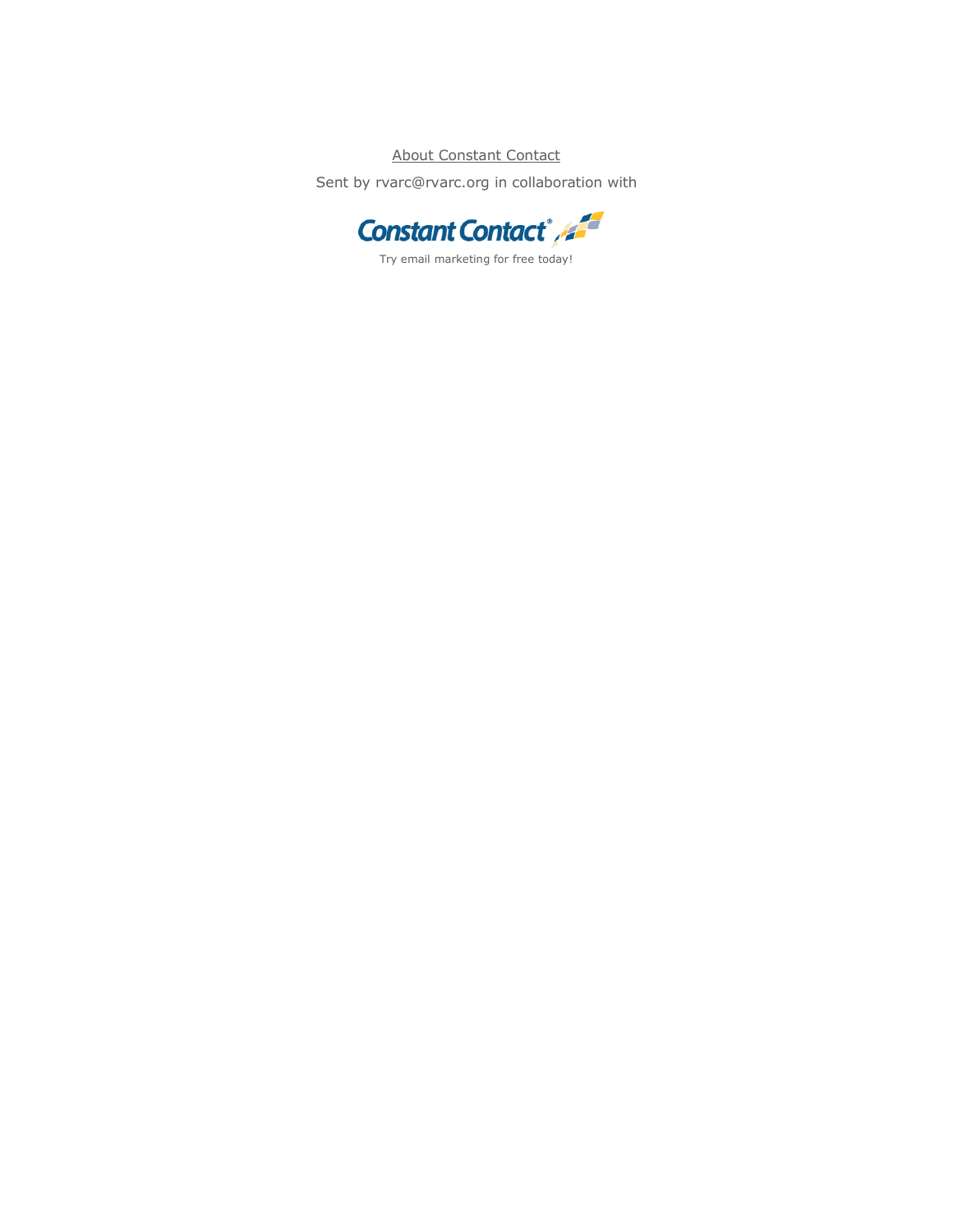About Constant Contact

Sent by rvarc@rvarc.org in collaboration with

Constant Contact®

Try email marketing for free today!